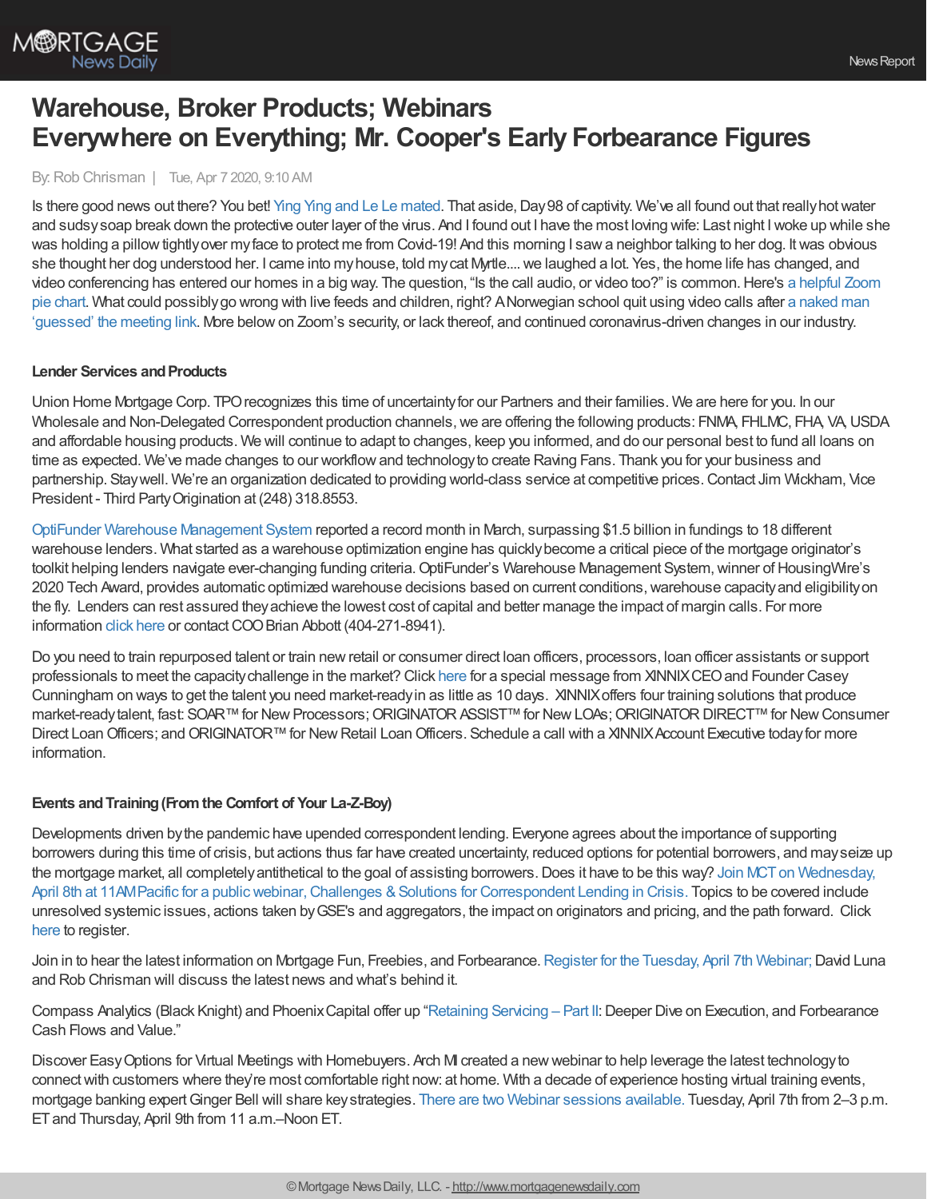# Warehouse, Broker Products; Webinars Everywhere on Everything; Mr. Cooper's Early Forbearance Figures

By: Rob Chrisman | Tue, Apr 7 2020, 9:10 AM

Is there good news out there? You bet! Ying Ying and Le Le mated. That aside, Day 98 of captivity. We've all found out that really hot water and sudsy soap break down the protective outer layer of the virus. And I found out I have the most loving wife: Last night I woke up while she was holding a pillow tightly over my face to protect me from Covid-19! And this morning I saw a neighbor talking to her dog. It was obvious she thought her dog understood her. I came into my house, told my cat Myrtle.... we laughed a lot. Yes, the home life has changed, and video conferencing has entered our homes in a big way. The question, "Is the call audio, or video too?" is common. Here's a helpful Zoom pie chart. What could possibly go wrong with live feeds and children, right? A Norwegian school quit using video calls after a naked man 'guessed' the meeting link. More below on Zoom's security, or lack thereof, and continued coronavirus-driven changes in our industry.

### Lender Services and Products

Union Home Mortgage Corp. TPO recognizes this time of uncertainty for our Partners and their families. We are here for you. In our Wholesale and Non-Delegated Correspondent production channels, we are offering the following products: FNMA, FHLMC, FHA, VA, USDA and affordable housing products. We will continue to adapt to changes, keep you informed, and do our personal best to fund all loans on time as expected. We've made changes to our workflow and technology to create Raving Fans. Thank you for your business and partnership. Stay well. We're an organization dedicated to providing world-class service at competitive prices. Contact Jim Wickham, Vice President - Third Party Origination at (248) 318.8553.

OptiFunder Warehouse Management System reported a record month in March, surpassing $1.5 billion in fundings to 18 different warehouse lenders. What started as a warehouse optimization engine has quickly become a critical piece of the mortgage originator's toolkit helping lenders navigate ever-changing funding criteria. OptiFunder's Warehouse Management System, winner of HousingWire's 2020 Tech Award, provides automatic optimized warehouse decisions based on current conditions, warehouse capacity and eligibility on the fly. Lenders can rest assured they achieve the lowest cost of capital and better manage the impact of margin calls. For more information click here or contact COO Brian Abbott (404-271-8941).

Do you need to train repurposed talent or train new retail or consumer direct loan officers, processors, loan officer assistants or support professionals to meet the capacity challenge in the market? Click here for a special message from XINNIX CEO and Founder Casey Cunningham on ways to get the talent you need market-ready in as little as 10 days. XINNIX offers four training solutions that produce market-ready talent, fast: SOAR™ for New Processors; ORIGINATOR ASSIST™ for New LOAs; ORIGINATOR DIRECT™ for New Consumer Direct Loan Officers; and ORIGINATOR™ for New Retail Loan Officers. Schedule a call with a XINNIX Account Executive today for more information.

### Events and Training (From the Comfort of Your La-Z-Boy)

Developments driven by the pandemic have upended correspondent lending. Everyone agrees about the importance of supporting borrowers during this time of crisis, but actions thus far have created uncertainty, reduced options for potential borrowers, and may seize up the mortgage market, all completely antithetical to the goal of assisting borrowers. Does it have to be this way? Join MCT on Wednesday, April 8th at 11AM Pacific for a public webinar, Challenges & Solutions for Correspondent Lending in Crisis. Topics to be covered include unresolved systemic issues, actions taken by GSE's and aggregators, the impact on originators and pricing, and the path forward. Click here to register.

Join in to hear the latest information on Mortgage Fun, Freebies, and Forbearance. Register for the Tuesday, April 7th Webinar; David Luna and Rob Chrisman will discuss the latest news and what's behind it.

Compass Analytics (Black Knight) and Phoenix Capital offer up "Retaining Servicing – Part II: Deeper Dive on Execution, and Forbearance Cash Flows and Value."

Discover Easy Options for Virtual Meetings with Homebuyers. Arch MI created a new webinar to help leverage the latest technology to connect with customers where they're most comfortable right now: at home. With a decade of experience hosting virtual training events, mortgage banking expert Ginger Bell will share key strategies. There are two Webinar sessions available. Tuesday, April 7th from 2–3 p.m. ET and Thursday, April 9th from 11 a.m.–Noon ET.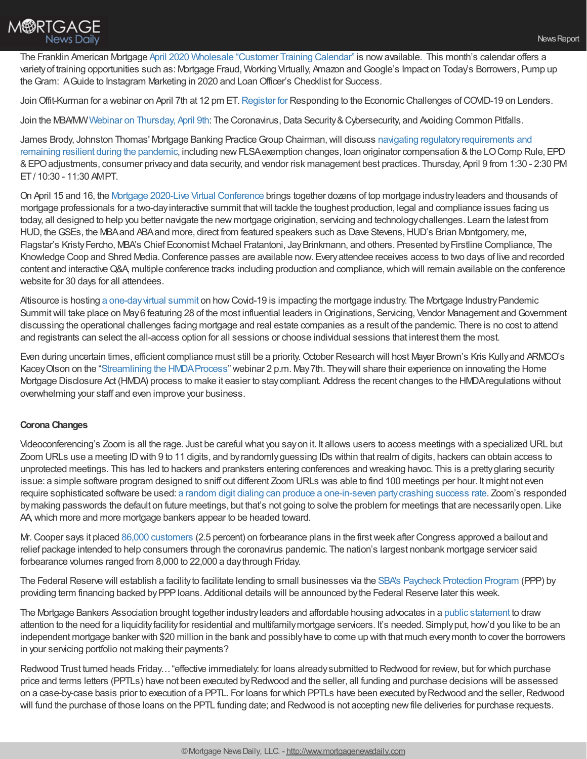The Franklin American Mortgage April 2020 Wholesale "Customer Training Calendar" is now available. This month's calendar offers a variety of training opportunities such as: Mortgage Fraud, Working Virtually, Amazon and Google's Impact on Today's Borrowers, Pump up the Gram: A Guide to Instagram Marketing in 2020 and Loan Officer's Checklist for Success.

Join Offit-Kurman for a webinar on April 7th at 12 pm ET. Register for Responding to the Economic Challenges of COVID-19 on Lenders.

Join the MBA/MW Webinar on Thursday, April 9th: The Coronavirus, Data Security & Cybersecurity, and Avoiding Common Pitfalls.

James Brody, Johnston Thomas' Mortgage Banking Practice Group Chairman, will discuss navigating regulatory requirements and remaining resilient during the pandemic, including new FLSA exemption changes, loan originator compensation & the LO Comp Rule, EPD & EPO adjustments, consumer privacy and data security, and vendor risk management best practices. Thursday, April 9 from 1:30 - 2:30 PM ET / 10:30 - 11:30 AM PT.

On April 15 and 16, the Mortgage 2020-Live Virtual Conference brings together dozens of top mortgage industry leaders and thousands of mortgage professionals for a two-day interactive summit that will tackle the toughest production, legal and compliance issues facing us today, all designed to help you better navigate the new mortgage origination, servicing and technology challenges. Learn the latest from HUD, the GSEs, the MBA and ABA and more, direct from featured speakers such as Dave Stevens, HUD's Brian Montgomery, me, Flagstar's Kristy Fercho, MBA's Chief Economist Michael Fratantoni, Jay Brinkmann, and others. Presented by Firstline Compliance, The Knowledge Coop and Shred Media. Conference passes are available now. Every attendee receives access to two days of live and recorded content and interactive Q&A, multiple conference tracks including production and compliance, which will remain available on the conference website for 30 days for all attendees.

Altisource is hosting a one-day virtual summit on how Covid-19 is impacting the mortgage industry. The Mortgage Industry Pandemic Summit will take place on May 6 featuring 28 of the most influential leaders in Originations, Servicing, Vendor Management and Government discussing the operational challenges facing mortgage and real estate companies as a result of the pandemic. There is no cost to attend and registrants can select the all-access option for all sessions or choose individual sessions that interest them the most.

Even during uncertain times, efficient compliance must still be a priority. October Research will host Mayer Brown's Kris Kully and ARMCO's Kacey Olson on the "Streamlining the HMDA Process" webinar 2 p.m. May 7th. They will share their experience on innovating the Home Mortgage Disclosure Act (HMDA) process to make it easier to stay compliant. Address the recent changes to the HMDA regulations without overwhelming your staff and even improve your business.

**Corona Changes**

Videoconferencing's Zoom is all the rage. Just be careful what you say on it. It allows users to access meetings with a specialized URL but Zoom URLs use a meeting ID with 9 to 11 digits, and by randomly guessing IDs within that realm of digits, hackers can obtain access to unprotected meetings. This has led to hackers and pranksters entering conferences and wreaking havoc. This is a pretty glaring security issue: a simple software program designed to sniff out different Zoom URLs was able to find 100 meetings per hour. It might not even require sophisticated software be used: a random digit dialing can produce a one-in-seven party crashing success rate. Zoom's responded by making passwords the default on future meetings, but that's not going to solve the problem for meetings that are necessarily open. Like AA, which more and more mortgage bankers appear to be headed toward.

Mr. Cooper says it placed 86,000 customers (2.5 percent) on forbearance plans in the first week after Congress approved a bailout and relief package intended to help consumers through the coronavirus pandemic. The nation's largest nonbank mortgage servicer said forbearance volumes ranged from 8,000 to 22,000 a day through Friday.

The Federal Reserve will establish a facility to facilitate lending to small businesses via the SBA's Paycheck Protection Program (PPP) by providing term financing backed by PPP loans. Additional details will be announced by the Federal Reserve later this week.

The Mortgage Bankers Association brought together industry leaders and affordable housing advocates in a public statement to draw attention to the need for a liquidity facility for residential and multifamily mortgage servicers. It's needed. Simply put, how'd you like to be an independent mortgage banker with $20 million in the bank and possibly have to come up with that much every month to cover the borrowers in your servicing portfolio not making their payments?

Redwood Trust turned heads Friday… "effective immediately: for loans already submitted to Redwood for review, but for which purchase price and terms letters (PPTLs) have not been executed by Redwood and the seller, all funding and purchase decisions will be assessed on a case-by-case basis prior to execution of a PPTL. For loans for which PPTLs have been executed by Redwood and the seller, Redwood will fund the purchase of those loans on the PPTL funding date; and Redwood is not accepting new file deliveries for purchase requests.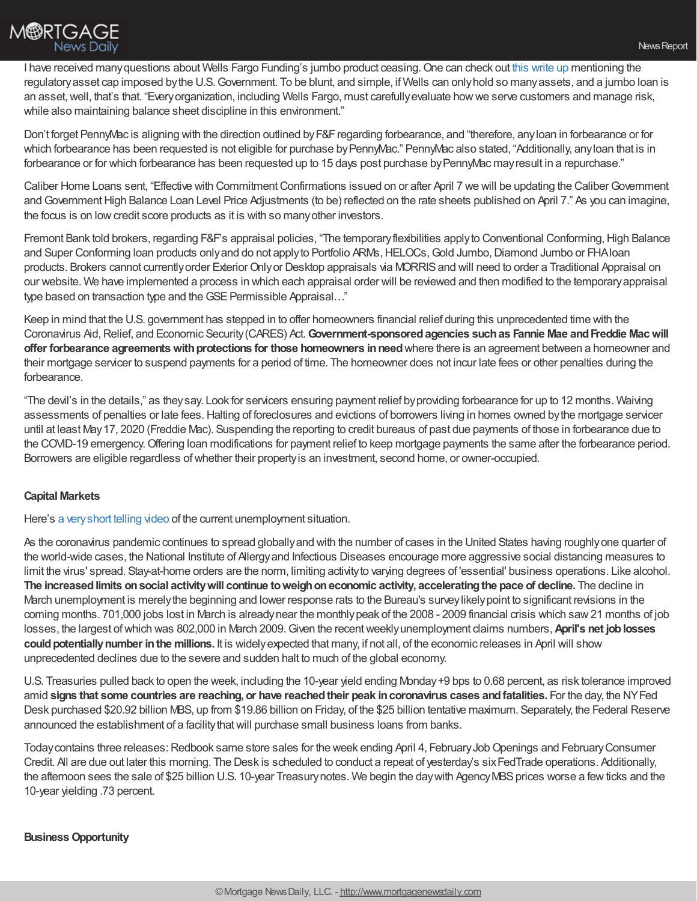I have received many questions about Wells Fargo Funding's jumbo product ceasing. One can check out this write up mentioning the regulatory asset cap imposed by the U.S. Government. To be blunt, and simple, if Wells can only hold so many assets, and a jumbo loan is an asset, well, that's that. "Every organization, including Wells Fargo, must carefully evaluate how we serve customers and manage risk, while also maintaining balance sheet discipline in this environment."

Don't forget PennyMac is aligning with the direction outlined by F&F regarding forbearance, and "therefore, any loan in forbearance or for which forbearance has been requested is not eligible for purchase by PennyMac." PennyMac also stated, "Additionally, any loan that is in forbearance or for which forbearance has been requested up to 15 days post purchase by PennyMac may result in a repurchase."

Caliber Home Loans sent, "Effective with Commitment Confirmations issued on or after April 7 we will be updating the Caliber Government and Government High Balance Loan Level Price Adjustments (to be) reflected on the rate sheets published on April 7." As you can imagine, the focus is on low credit score products as it is with so many other investors.

Fremont Bank told brokers, regarding F&F's appraisal policies, "The temporary flexibilities apply to Conventional Conforming, High Balance and Super Conforming loan products only and do not apply to Portfolio ARMs, HELOCs, Gold Jumbo, Diamond Jumbo or FHA loan products. Brokers cannot currently order Exterior Only or Desktop appraisals via MORRIS and will need to order a Traditional Appraisal on our website. We have implemented a process in which each appraisal order will be reviewed and then modified to the temporary appraisal type based on transaction type and the GSE Permissible Appraisal…"

Keep in mind that the U.S. government has stepped in to offer homeowners financial relief during this unprecedented time with the Coronavirus Aid, Relief, and Economic Security (CARES) Act. **Government-sponsored agencies such as Fannie Mae and Freddie Mac will offer forbearance agreements with protections for those homeowners in need** where there is an agreement between a homeowner and their mortgage servicer to suspend payments for a period of time. The homeowner does not incur late fees or other penalties during the forbearance.

"The devil's in the details," as they say. Look for servicers ensuring payment relief by providing forbearance for up to 12 months. Waiving assessments of penalties or late fees. Halting of foreclosures and evictions of borrowers living in homes owned by the mortgage servicer until at least May 17, 2020 (Freddie Mac). Suspending the reporting to credit bureaus of past due payments of those in forbearance due to the COVID-19 emergency. Offering loan modifications for payment relief to keep mortgage payments the same after the forbearance period. Borrowers are eligible regardless of whether their property is an investment, second home, or owner-occupied.

**Capital Markets**

Here's a very short telling video of the current unemployment situation.

As the coronavirus pandemic continues to spread globally and with the number of cases in the United States having roughly one quarter of the world-wide cases, the National Institute of Allergy and Infectious Diseases encourage more aggressive social distancing measures to limit the virus' spread. Stay-at-home orders are the norm, limiting activity to varying degrees of 'essential' business operations. Like alcohol. **The increased limits on social activity will continue to weigh on economic activity, accelerating the pace of decline.** The decline in March unemployment is merely the beginning and lower response rats to the Bureau's survey likely point to significant revisions in the coming months. 701,000 jobs lost in March is already near the monthly peak of the 2008 - 2009 financial crisis which saw 21 months of job losses, the largest of which was 802,000 in March 2009. Given the recent weekly unemployment claims numbers, **April's net job losses could potentially number in the millions.** It is widely expected that many, if not all, of the economic releases in April will show unprecedented declines due to the severe and sudden halt to much of the global economy.

U.S. Treasuries pulled back to open the week, including the 10-year yield ending Monday +9 bps to 0.68 percent, as risk tolerance improved amid **signs that some countries are reaching, or have reached their peak in coronavirus cases and fatalities.** For the day, the NY Fed Desk purchased $20.92 billion MBS, up from $19.86 billion on Friday, of the $25 billion tentative maximum. Separately, the Federal Reserve announced the establishment of a facility that will purchase small business loans from banks.

Today contains three releases: Redbook same store sales for the week ending April 4, February Job Openings and February Consumer Credit. All are due out later this morning. The Desk is scheduled to conduct a repeat of yesterday's six FedTrade operations. Additionally, the afternoon sees the sale of $25 billion U.S. 10-year Treasury notes. We begin the day with Agency MBS prices worse a few ticks and the 10-year yielding .73 percent.

**Business Opportunity**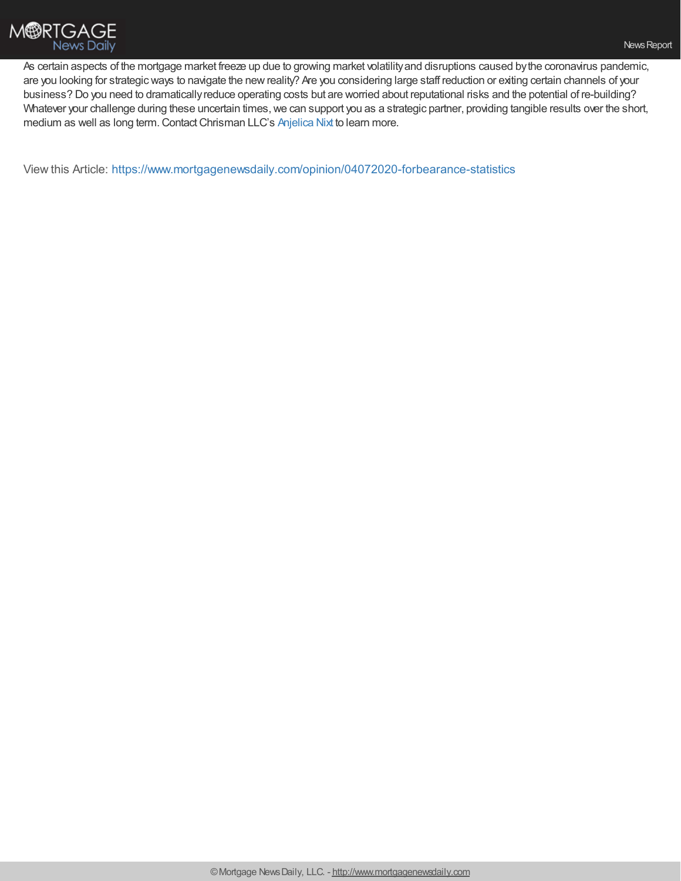As certain aspects of the mortgage market freeze up due to growing market volatility and disruptions caused by the coronavirus pandemic, are you looking for strategic ways to navigate the new reality? Are you considering large staff reduction or exiting certain channels of your business? Do you need to dramatically reduce operating costs but are worried about reputational risks and the potential of re-building? Whatever your challenge during these uncertain times, we can support you as a strategic partner, providing tangible results over the short, medium as well as long term. Contact Chrisman LLC's Anjelica Nixt to learn more.

View this Article: https://www.mortgagenewsdaily.com/opinion/04072020-forbearance-statistics